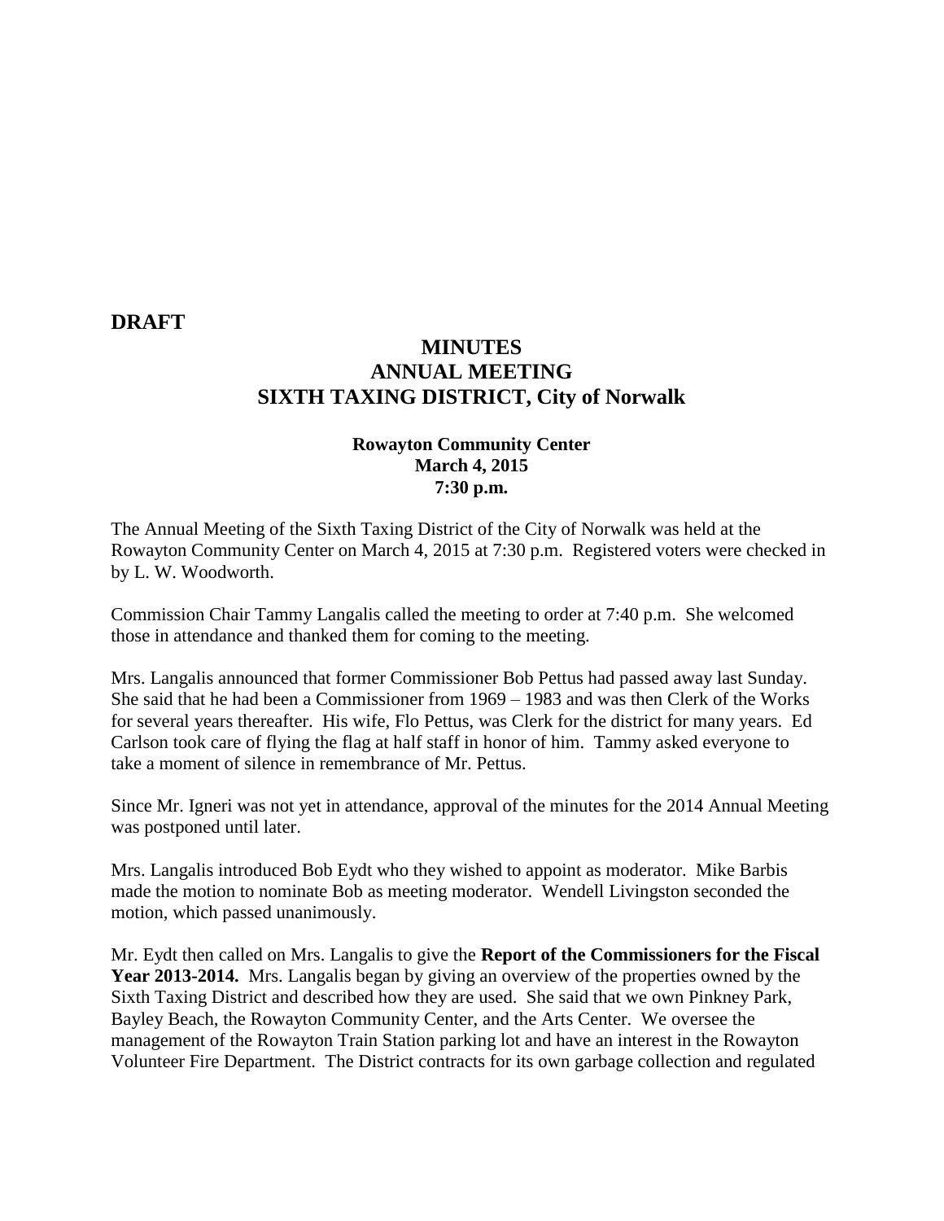**DRAFT**

# MINUTES
# ANNUAL MEETING
# SIXTH TAXING DISTRICT, City of Norwalk

**Rowayton Community Center**
**March 4, 2015**
**7:30 p.m.**

The Annual Meeting of the Sixth Taxing District of the City of Norwalk was held at the Rowayton Community Center on March 4, 2015 at 7:30 p.m. Registered voters were checked in by L. W. Woodworth.

Commission Chair Tammy Langalis called the meeting to order at 7:40 p.m. She welcomed those in attendance and thanked them for coming to the meeting.

Mrs. Langalis announced that former Commissioner Bob Pettus had passed away last Sunday. She said that he had been a Commissioner from 1969 – 1983 and was then Clerk of the Works for several years thereafter. His wife, Flo Pettus, was Clerk for the district for many years. Ed Carlson took care of flying the flag at half staff in honor of him. Tammy asked everyone to take a moment of silence in remembrance of Mr. Pettus.

Since Mr. Igneri was not yet in attendance, approval of the minutes for the 2014 Annual Meeting was postponed until later.

Mrs. Langalis introduced Bob Eydt who they wished to appoint as moderator. Mike Barbis made the motion to nominate Bob as meeting moderator. Wendell Livingston seconded the motion, which passed unanimously.

Mr. Eydt then called on Mrs. Langalis to give the **Report of the Commissioners for the Fiscal Year 2013-2014.** Mrs. Langalis began by giving an overview of the properties owned by the Sixth Taxing District and described how they are used. She said that we own Pinkney Park, Bayley Beach, the Rowayton Community Center, and the Arts Center. We oversee the management of the Rowayton Train Station parking lot and have an interest in the Rowayton Volunteer Fire Department. The District contracts for its own garbage collection and regulated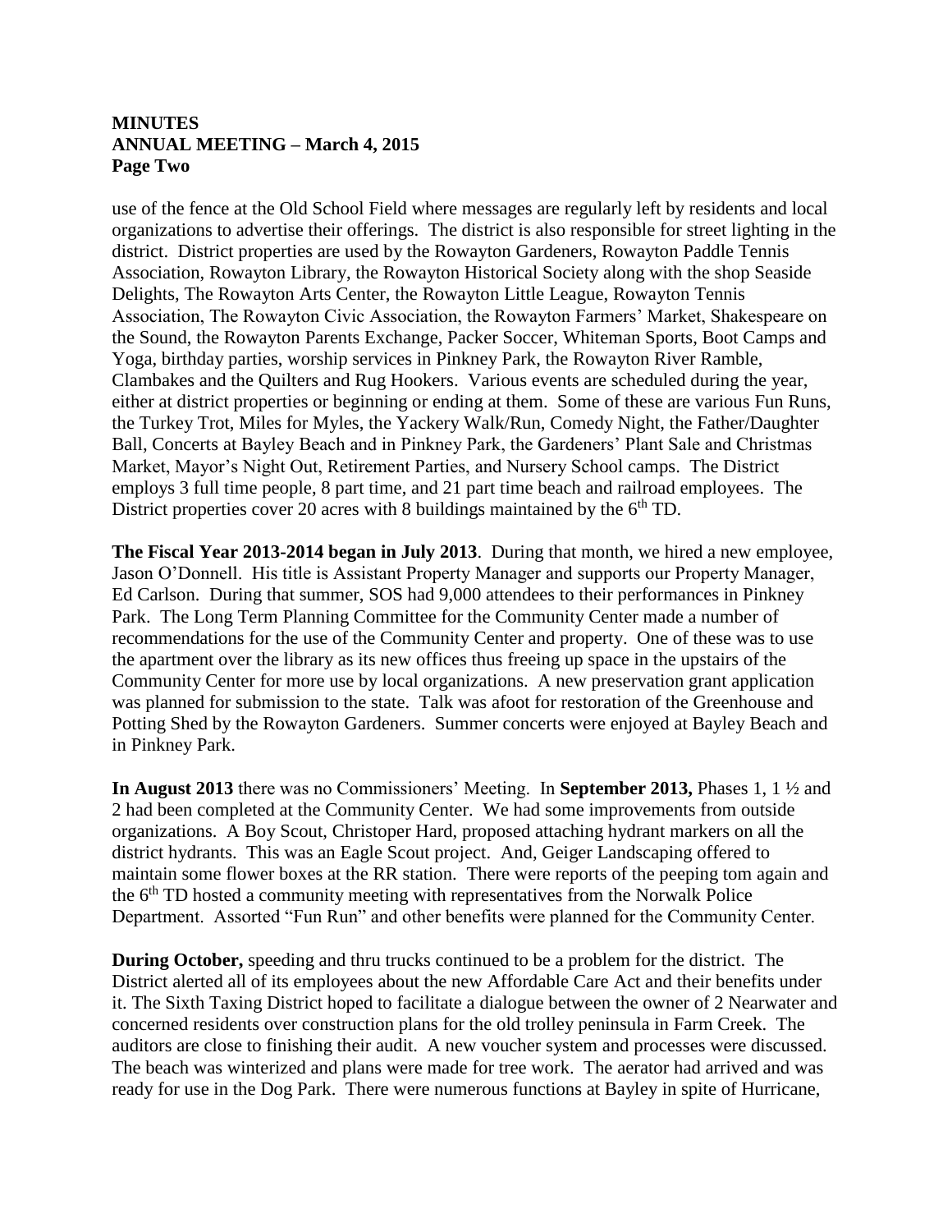use of the fence at the Old School Field where messages are regularly left by residents and local organizations to advertise their offerings. The district is also responsible for street lighting in the district. District properties are used by the Rowayton Gardeners, Rowayton Paddle Tennis Association, Rowayton Library, the Rowayton Historical Society along with the shop Seaside Delights, The Rowayton Arts Center, the Rowayton Little League, Rowayton Tennis Association, The Rowayton Civic Association, the Rowayton Farmers' Market, Shakespeare on the Sound, the Rowayton Parents Exchange, Packer Soccer, Whiteman Sports, Boot Camps and Yoga, birthday parties, worship services in Pinkney Park, the Rowayton River Ramble, Clambakes and the Quilters and Rug Hookers. Various events are scheduled during the year, either at district properties or beginning or ending at them. Some of these are various Fun Runs, the Turkey Trot, Miles for Myles, the Yackery Walk/Run, Comedy Night, the Father/Daughter Ball, Concerts at Bayley Beach and in Pinkney Park, the Gardeners' Plant Sale and Christmas Market, Mayor's Night Out, Retirement Parties, and Nursery School camps. The District employs 3 full time people, 8 part time, and 21 part time beach and railroad employees. The District properties cover 20 acres with 8 buildings maintained by the 6th TD.

**The Fiscal Year 2013-2014 began in July 2013**. During that month, we hired a new employee, Jason O'Donnell. His title is Assistant Property Manager and supports our Property Manager, Ed Carlson. During that summer, SOS had 9,000 attendees to their performances in Pinkney Park. The Long Term Planning Committee for the Community Center made a number of recommendations for the use of the Community Center and property. One of these was to use the apartment over the library as its new offices thus freeing up space in the upstairs of the Community Center for more use by local organizations. A new preservation grant application was planned for submission to the state. Talk was afoot for restoration of the Greenhouse and Potting Shed by the Rowayton Gardeners. Summer concerts were enjoyed at Bayley Beach and in Pinkney Park.

**In August 2013** there was no Commissioners' Meeting. In **September 2013,** Phases 1, 1 ½ and 2 had been completed at the Community Center. We had some improvements from outside organizations. A Boy Scout, Christoper Hard, proposed attaching hydrant markers on all the district hydrants. This was an Eagle Scout project. And, Geiger Landscaping offered to maintain some flower boxes at the RR station. There were reports of the peeping tom again and the 6th TD hosted a community meeting with representatives from the Norwalk Police Department. Assorted "Fun Run" and other benefits were planned for the Community Center.

**During October,** speeding and thru trucks continued to be a problem for the district. The District alerted all of its employees about the new Affordable Care Act and their benefits under it. The Sixth Taxing District hoped to facilitate a dialogue between the owner of 2 Nearwater and concerned residents over construction plans for the old trolley peninsula in Farm Creek. The auditors are close to finishing their audit. A new voucher system and processes were discussed. The beach was winterized and plans were made for tree work. The aerator had arrived and was ready for use in the Dog Park. There were numerous functions at Bayley in spite of Hurricane,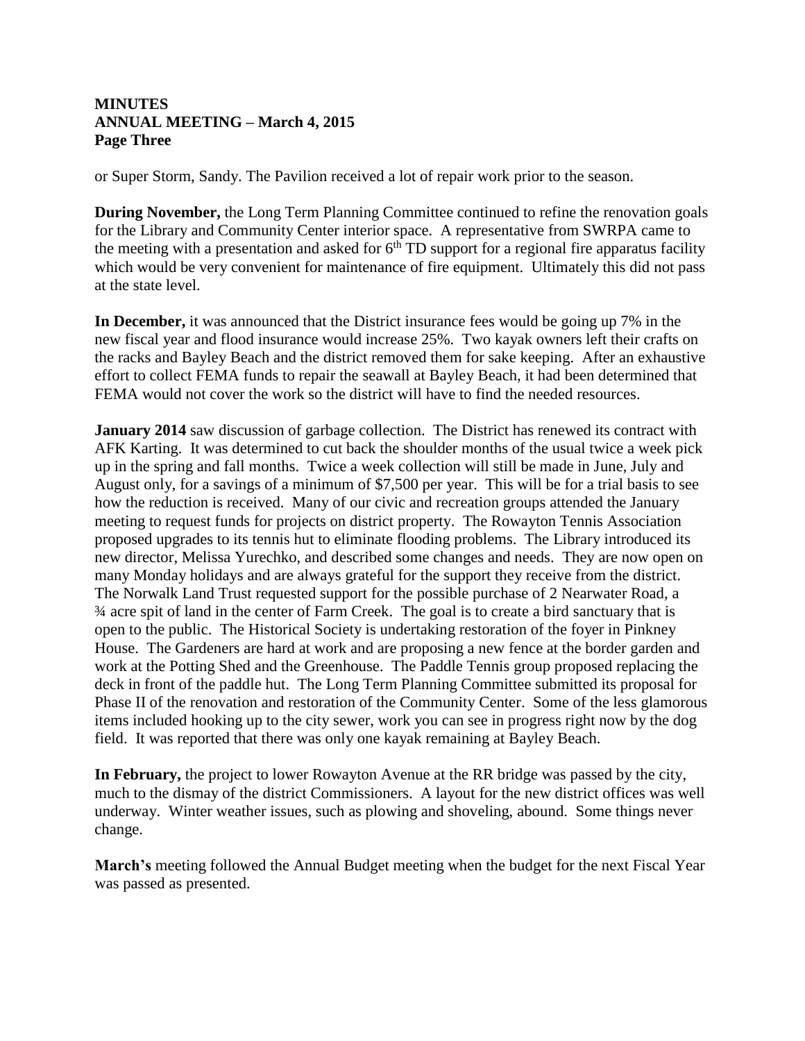**MINUTES**
**ANNUAL MEETING – March 4, 2015**
**Page Three**

or Super Storm, Sandy. The Pavilion received a lot of repair work prior to the season.

**During November,** the Long Term Planning Committee continued to refine the renovation goals for the Library and Community Center interior space. A representative from SWRPA came to the meeting with a presentation and asked for 6th TD support for a regional fire apparatus facility which would be very convenient for maintenance of fire equipment. Ultimately this did not pass at the state level.

**In December,** it was announced that the District insurance fees would be going up 7% in the new fiscal year and flood insurance would increase 25%. Two kayak owners left their crafts on the racks and Bayley Beach and the district removed them for sake keeping. After an exhaustive effort to collect FEMA funds to repair the seawall at Bayley Beach, it had been determined that FEMA would not cover the work so the district will have to find the needed resources.

**January 2014** saw discussion of garbage collection. The District has renewed its contract with AFK Karting. It was determined to cut back the shoulder months of the usual twice a week pick up in the spring and fall months. Twice a week collection will still be made in June, July and August only, for a savings of a minimum of $7,500 per year. This will be for a trial basis to see how the reduction is received. Many of our civic and recreation groups attended the January meeting to request funds for projects on district property. The Rowayton Tennis Association proposed upgrades to its tennis hut to eliminate flooding problems. The Library introduced its new director, Melissa Yurechko, and described some changes and needs. They are now open on many Monday holidays and are always grateful for the support they receive from the district. The Norwalk Land Trust requested support for the possible purchase of 2 Nearwater Road, a ¾ acre spit of land in the center of Farm Creek. The goal is to create a bird sanctuary that is open to the public. The Historical Society is undertaking restoration of the foyer in Pinkney House. The Gardeners are hard at work and are proposing a new fence at the border garden and work at the Potting Shed and the Greenhouse. The Paddle Tennis group proposed replacing the deck in front of the paddle hut. The Long Term Planning Committee submitted its proposal for Phase II of the renovation and restoration of the Community Center. Some of the less glamorous items included hooking up to the city sewer, work you can see in progress right now by the dog field. It was reported that there was only one kayak remaining at Bayley Beach.

**In February,** the project to lower Rowayton Avenue at the RR bridge was passed by the city, much to the dismay of the district Commissioners. A layout for the new district offices was well underway. Winter weather issues, such as plowing and shoveling, abound. Some things never change.

**March's** meeting followed the Annual Budget meeting when the budget for the next Fiscal Year was passed as presented.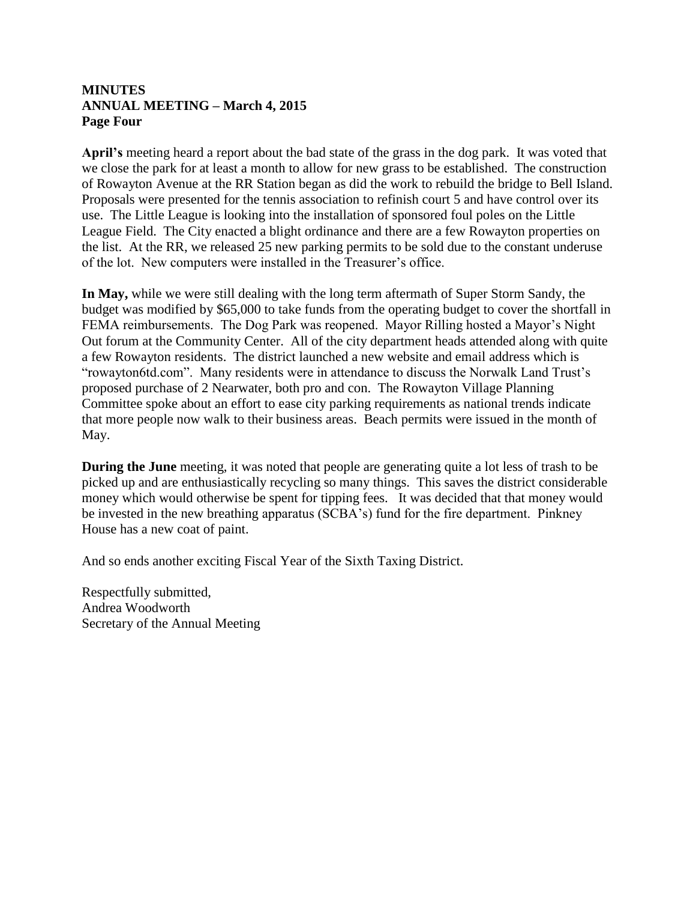**MINUTES**
**ANNUAL MEETING – March 4, 2015**
**Page Four**

**April's** meeting heard a report about the bad state of the grass in the dog park. It was voted that we close the park for at least a month to allow for new grass to be established. The construction of Rowayton Avenue at the RR Station began as did the work to rebuild the bridge to Bell Island. Proposals were presented for the tennis association to refinish court 5 and have control over its use. The Little League is looking into the installation of sponsored foul poles on the Little League Field. The City enacted a blight ordinance and there are a few Rowayton properties on the list. At the RR, we released 25 new parking permits to be sold due to the constant underuse of the lot. New computers were installed in the Treasurer's office.

**In May,** while we were still dealing with the long term aftermath of Super Storm Sandy, the budget was modified by $65,000 to take funds from the operating budget to cover the shortfall in FEMA reimbursements. The Dog Park was reopened. Mayor Rilling hosted a Mayor's Night Out forum at the Community Center. All of the city department heads attended along with quite a few Rowayton residents. The district launched a new website and email address which is "rowayton6td.com". Many residents were in attendance to discuss the Norwalk Land Trust's proposed purchase of 2 Nearwater, both pro and con. The Rowayton Village Planning Committee spoke about an effort to ease city parking requirements as national trends indicate that more people now walk to their business areas. Beach permits were issued in the month of May.

**During the June** meeting, it was noted that people are generating quite a lot less of trash to be picked up and are enthusiastically recycling so many things. This saves the district considerable money which would otherwise be spent for tipping fees. It was decided that that money would be invested in the new breathing apparatus (SCBA's) fund for the fire department. Pinkney House has a new coat of paint.

And so ends another exciting Fiscal Year of the Sixth Taxing District.

Respectfully submitted,
Andrea Woodworth
Secretary of the Annual Meeting